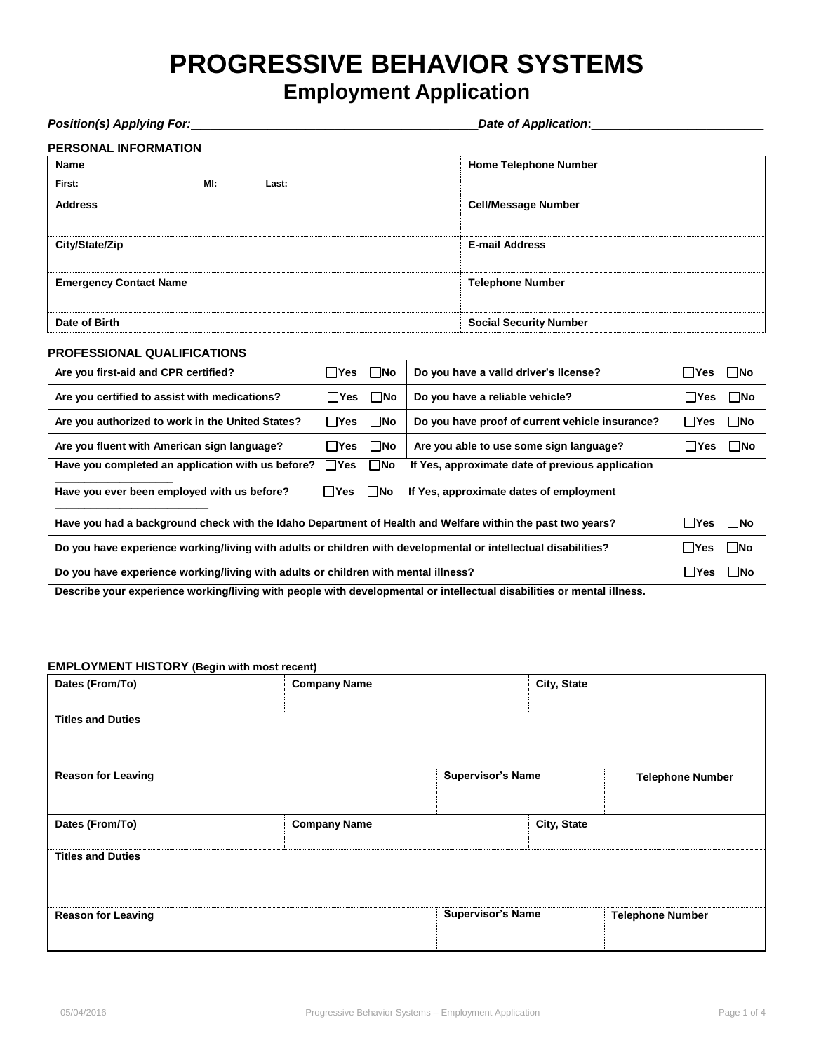# PROGRESSIVE BEHAVIOR SYSTEMS

## Employment Application

***Position(s) Applying For:*** ______________________________ ***Date of Application*:** ____________________

**PERSONAL INFORMATION**

| | |
|---|---|
| **Name**<br>**First:** **MI:** **Last:** | **Home Telephone Number** |
| **Address** | **Cell/Message Number** |
| **City/State/Zip** | **E-mail Address** |
| **Emergency Contact Name** | **Telephone Number** |
| **Date of Birth** | **Social Security Number** |

**PROFESSIONAL QUALIFICATIONS**

| | | | |
|---|---|---|---|
| **Are you first-aid and CPR certified?** | ☐**Yes** ☐**No** | **Do you have a valid driver's license?** | ☐**Yes** ☐**No** |
| **Are you certified to assist with medications?** | ☐**Yes** ☐**No** | **Do you have a reliable vehicle?** | ☐**Yes** ☐**No** |
| **Are you authorized to work in the United States?** | ☐**Yes** ☐**No** | **Do you have proof of current vehicle insurance?** | ☐**Yes** ☐**No** |
| **Are you fluent with American sign language?** | ☐**Yes** ☐**No** | **Are you able to use some sign language?** | ☐**Yes** ☐**No** |

**Have you completed an application with us before?** ☐**Yes** ☐**No** **If Yes, approximate date of previous application** ____________________

**Have you ever been employed with us before?** ☐**Yes** ☐**No** **If Yes, approximate dates of employment** ____________________

**Have you had a background check with the Idaho Department of Health and Welfare within the past two years?** ☐**Yes** ☐**No**

**Do you have experience working/living with adults or children with developmental or intellectual disabilities?** ☐**Yes** ☐**No**

**Do you have experience working/living with adults or children with mental illness?** ☐**Yes** ☐**No**

**Describe your experience working/living with people with developmental or intellectual disabilities or mental illness.**

**EMPLOYMENT HISTORY (Begin with most recent)**

| | | |
|---|---|---|
| **Dates (From/To)** | **Company Name** | **City, State** |
| **Titles and Duties** | | |
| **Reason for Leaving** | **Supervisor's Name** | **Telephone Number** |

| | | |
|---|---|---|
| **Dates (From/To)** | **Company Name** | **City, State** |
| **Titles and Duties** | | |
| **Reason for Leaving** | **Supervisor's Name** | **Telephone Number** |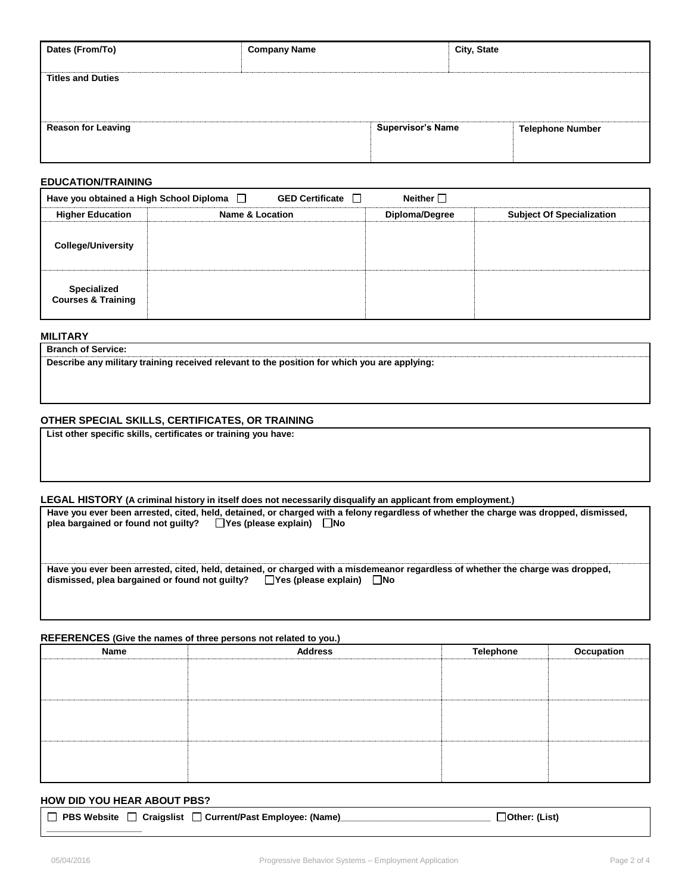| Dates (From/To) | Company Name | City, State |
| --- | --- | --- |
| | | |

| Titles and Duties |
| --- |
| |

| Reason for Leaving | Supervisor's Name | Telephone Number |
| --- | --- | --- |
| | | |

## EDUCATION/TRAINING

Have you obtained a High School Diploma ☐ GED Certificate ☐ Neither ☐

| Higher Education | Name & Location | Diploma/Degree | Subject Of Specialization |
| --- | --- | --- | --- |
| College/University | | | |
| Specialized Courses & Training | | | |

## MILITARY

**Branch of Service:**

**Describe any military training received relevant to the position for which you are applying:**

## OTHER SPECIAL SKILLS, CERTIFICATES, OR TRAINING

**List other specific skills, certificates or training you have:**

## LEGAL HISTORY (A criminal history in itself does not necessarily disqualify an applicant from employment.)

**Have you ever been arrested, cited, held, detained, or charged with a felony regardless of whether the charge was dropped, dismissed, plea bargained or found not guilty?** ☐ **Yes (please explain)** ☐ **No**

**Have you ever been arrested, cited, held, detained, or charged with a misdemeanor regardless of whether the charge was dropped, dismissed, plea bargained or found not guilty?** ☐ **Yes (please explain)** ☐ **No**

## REFERENCES (Give the names of three persons not related to you.)

| Name | Address | Telephone | Occupation |
| --- | --- | --- | --- |
| | | | |
| | | | |
| | | | |

## HOW DID YOU HEAR ABOUT PBS?

☐ **PBS Website** ☐ **Craigslist** ☐ **Current/Past Employee: (Name)**\_\_\_\_\_\_\_\_\_\_\_\_\_\_\_\_\_\_\_\_\_\_\_\_\_\_\_\_\_\_ ☐ **Other: (List)** \_\_\_\_\_\_\_\_\_\_\_\_\_\_\_\_\_\_\_\_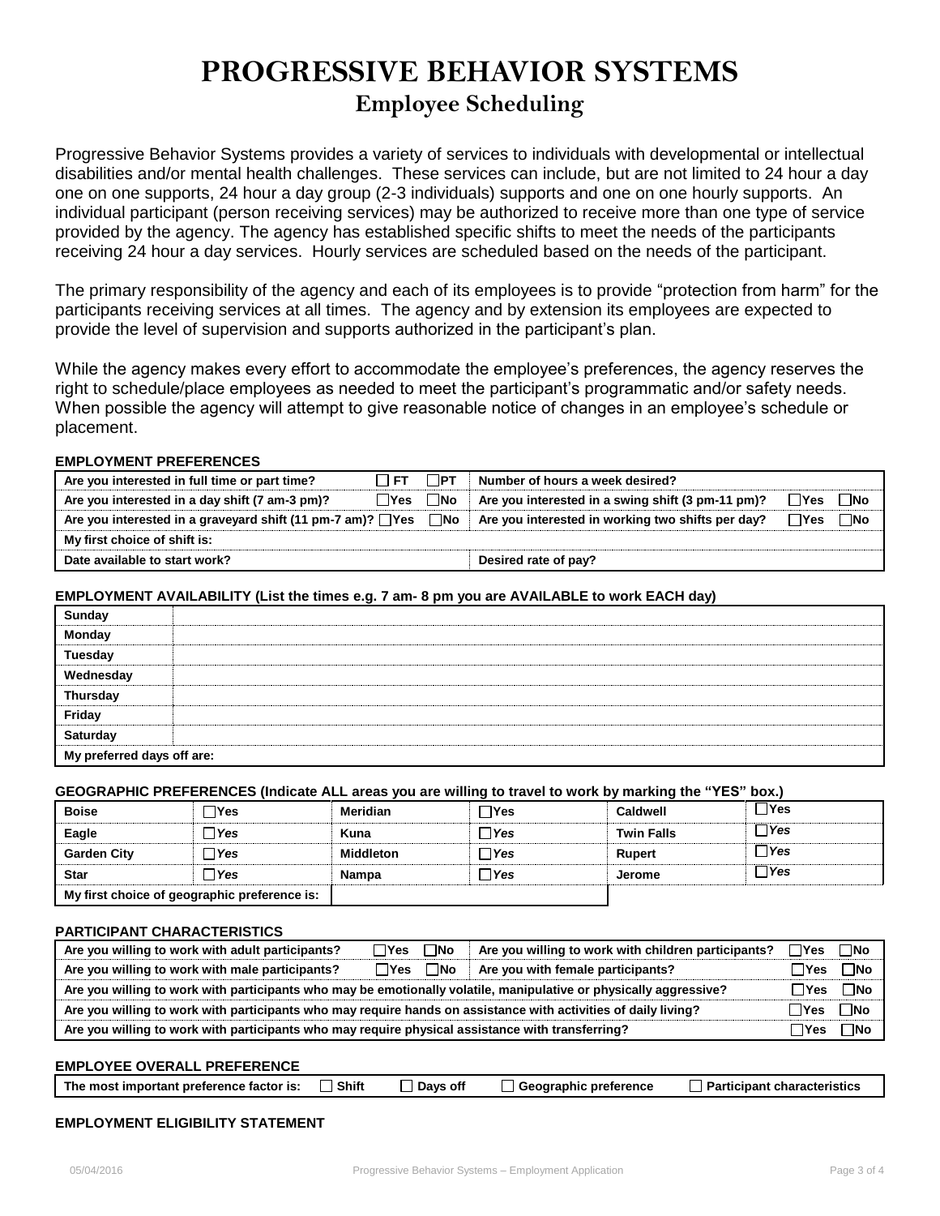# PROGRESSIVE BEHAVIOR SYSTEMS

## Employee Scheduling

Progressive Behavior Systems provides a variety of services to individuals with developmental or intellectual disabilities and/or mental health challenges. These services can include, but are not limited to 24 hour a day one on one supports, 24 hour a day group (2-3 individuals) supports and one on one hourly supports. An individual participant (person receiving services) may be authorized to receive more than one type of service provided by the agency. The agency has established specific shifts to meet the needs of the participants receiving 24 hour a day services. Hourly services are scheduled based on the needs of the participant.

The primary responsibility of the agency and each of its employees is to provide "protection from harm" for the participants receiving services at all times. The agency and by extension its employees are expected to provide the level of supervision and supports authorized in the participant's plan.

While the agency makes every effort to accommodate the employee's preferences, the agency reserves the right to schedule/place employees as needed to meet the participant's programmatic and/or safety needs. When possible the agency will attempt to give reasonable notice of changes in an employee's schedule or placement.

**EMPLOYMENT PREFERENCES**

| | |
|---|---|
| **Are you interested in full time or part time?** ☐ **FT** ☐ **PT** | **Number of hours a week desired?** |
| **Are you interested in a day shift (7 am-3 pm)?** ☐ **Yes** ☐ **No** | **Are you interested in a swing shift (3 pm-11 pm)?** ☐ **Yes** ☐ **No** |
| **Are you interested in a graveyard shift (11 pm-7 am)?** ☐ **Yes** ☐ **No** | **Are you interested in working two shifts per day?** ☐ **Yes** ☐ **No** |
| **My first choice of shift is:** | |
| **Date available to start work?** | **Desired rate of pay?** |

**EMPLOYMENT AVAILABILITY (List the times e.g. 7 am- 8 pm you are AVAILABLE to work EACH day)**

| | |
|---|---|
| **Sunday** | |
| **Monday** | |
| **Tuesday** | |
| **Wednesday** | |
| **Thursday** | |
| **Friday** | |
| **Saturday** | |
| **My preferred days off are:** | |

**GEOGRAPHIC PREFERENCES (Indicate ALL areas you are willing to travel to work by marking the "YES" box.)**

| | | | | | |
|---|---|---|---|---|---|
| **Boise** | ☐ Yes | **Meridian** | ☐ Yes | **Caldwell** | ☐ Yes |
| **Eagle** | ☐ *Yes* | **Kuna** | ☐ *Yes* | **Twin Falls** | ☐ *Yes* |
| **Garden City** | ☐ *Yes* | **Middleton** | ☐ *Yes* | **Rupert** | ☐ *Yes* |
| **Star** | ☐ *Yes* | **Nampa** | ☐ *Yes* | **Jerome** | ☐ *Yes* |
| **My first choice of geographic preference is:** | | | | | |

**PARTICIPANT CHARACTERISTICS**

| | |
|---|---|
| **Are you willing to work with adult participants?** ☐ **Yes** ☐ **No** | **Are you willing to work with children participants?** ☐ **Yes** ☐ **No** |
| **Are you willing to work with male participants?** ☐ **Yes** ☐ **No** | **Are you with female participants?** ☐ **Yes** ☐ **No** |
| **Are you willing to work with participants who may be emotionally volatile, manipulative or physically aggressive?** ☐ **Yes** ☐ **No** | |
| **Are you willing to work with participants who may require hands on assistance with activities of daily living?** ☐ **Yes** ☐ **No** | |
| **Are you willing to work with participants who may require physical assistance with transferring?** ☐ **Yes** ☐ **No** | |

**EMPLOYEE OVERALL PREFERENCE**

**The most important preference factor is:** ☐ **Shift** ☐ **Days off** ☐ **Geographic preference** ☐ **Participant characteristics**

**EMPLOYMENT ELIGIBILITY STATEMENT**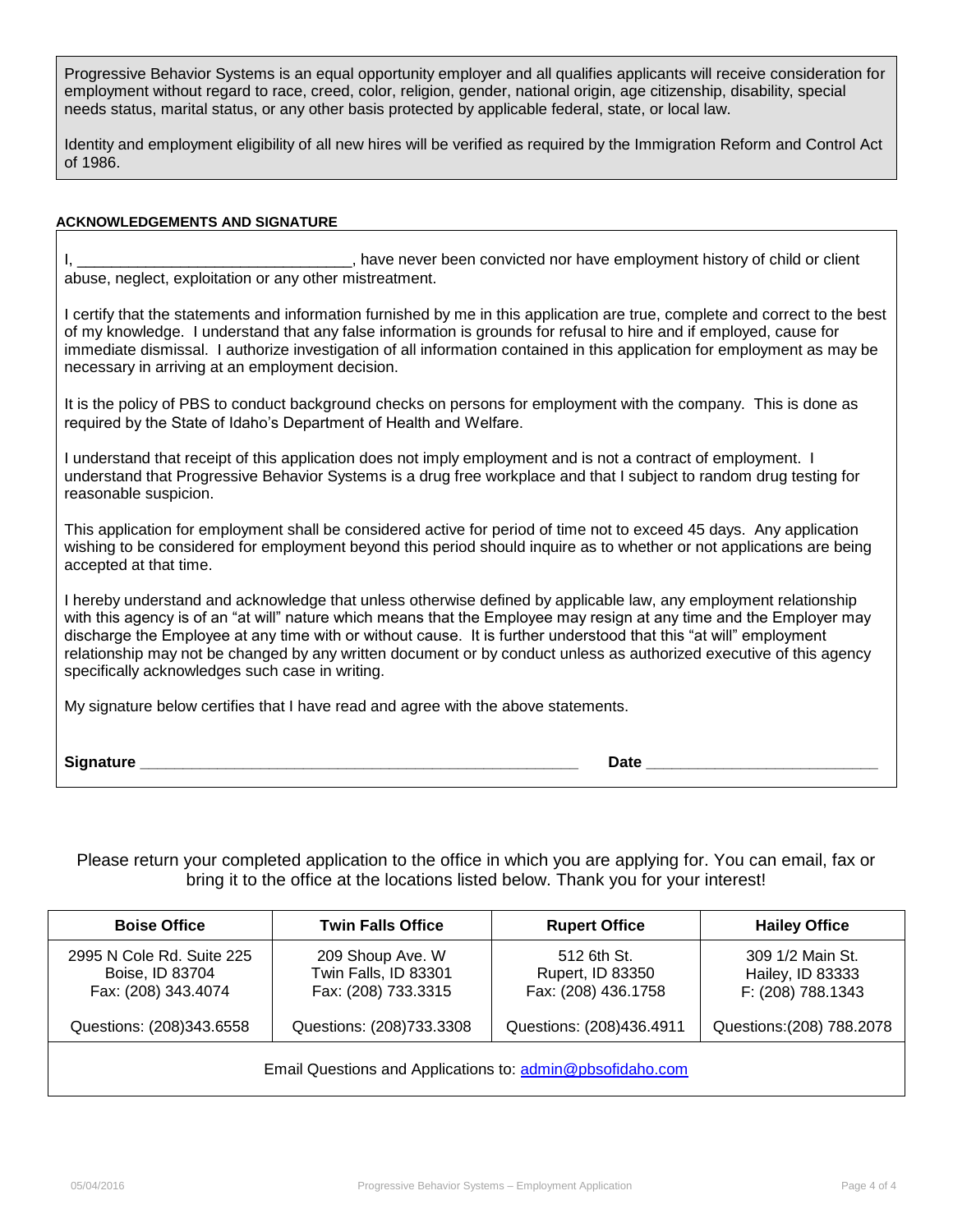Progressive Behavior Systems is an equal opportunity employer and all qualifies applicants will receive consideration for employment without regard to race, creed, color, religion, gender, national origin, age citizenship, disability, special needs status, marital status, or any other basis protected by applicable federal, state, or local law.

Identity and employment eligibility of all new hires will be verified as required by the Immigration Reform and Control Act of 1986.

**ACKNOWLEDGEMENTS AND SIGNATURE**

I, ________________________________, have never been convicted nor have employment history of child or client abuse, neglect, exploitation or any other mistreatment.

I certify that the statements and information furnished by me in this application are true, complete and correct to the best of my knowledge. I understand that any false information is grounds for refusal to hire and if employed, cause for immediate dismissal. I authorize investigation of all information contained in this application for employment as may be necessary in arriving at an employment decision.

It is the policy of PBS to conduct background checks on persons for employment with the company. This is done as required by the State of Idaho's Department of Health and Welfare.

I understand that receipt of this application does not imply employment and is not a contract of employment. I understand that Progressive Behavior Systems is a drug free workplace and that I subject to random drug testing for reasonable suspicion.

This application for employment shall be considered active for period of time not to exceed 45 days. Any application wishing to be considered for employment beyond this period should inquire as to whether or not applications are being accepted at that time.

I hereby understand and acknowledge that unless otherwise defined by applicable law, any employment relationship with this agency is of an "at will" nature which means that the Employee may resign at any time and the Employer may discharge the Employee at any time with or without cause. It is further understood that this "at will" employment relationship may not be changed by any written document or by conduct unless as authorized executive of this agency specifically acknowledges such case in writing.

My signature below certifies that I have read and agree with the above statements.

**Signature** ______________________________________________________ **Date** ____________________________

Please return your completed application to the office in which you are applying for. You can email, fax or bring it to the office at the locations listed below. Thank you for your interest!

| Boise Office | Twin Falls Office | Rupert Office | Hailey Office |
|---|---|---|---|
| 2995 N Cole Rd. Suite 225<br>Boise, ID 83704<br>Fax: (208) 343.4074 | 209 Shoup Ave. W<br>Twin Falls, ID 83301<br>Fax: (208) 733.3315 | 512 6th St.<br>Rupert, ID 83350<br>Fax: (208) 436.1758 | 309 1/2 Main St.<br>Hailey, ID 83333<br>F: (208) 788.1343 |
| Questions: (208)343.6558 | Questions: (208)733.3308 | Questions: (208)436.4911 | Questions:(208) 788.2078 |
| Email Questions and Applications to: admin@pbsofidaho.com | | | |